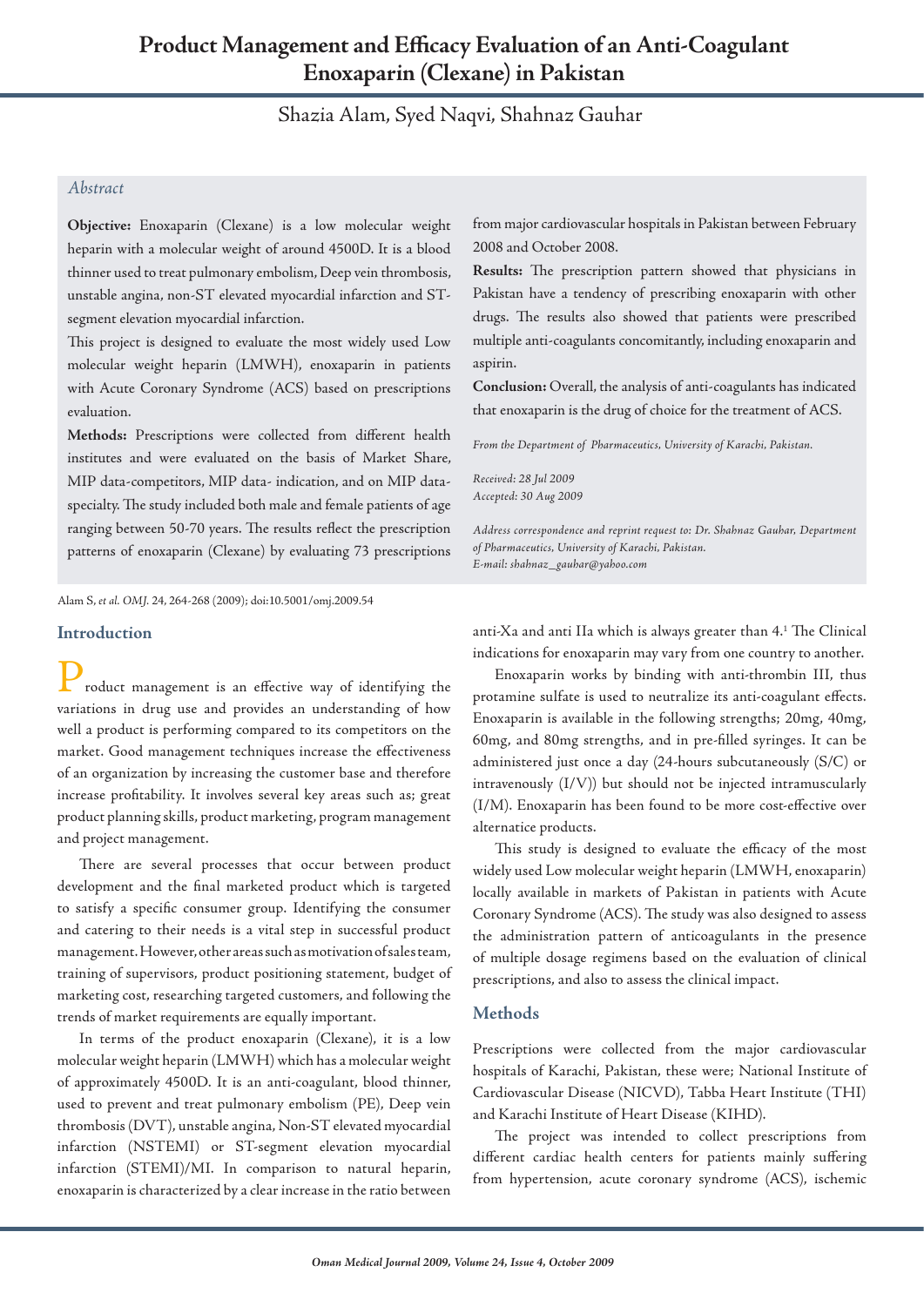# Product Management and Efficacy Evaluation of an Anti-Coagulant Enoxaparin (Clexane) in Pakistan

Shazia Alam, Syed Naqvi, Shahnaz Gauhar

## *Abstract*

**Objective:** Enoxaparin (Clexane) is a low molecular weight heparin with a molecular weight of around 4500D. It is a blood thinner used to treat pulmonary embolism, Deep vein thrombosis, unstable angina, non-ST elevated myocardial infarction and ST-segment elevation myocardial infarction.

This project is designed to evaluate the most widely used Low molecular weight heparin (LMWH), enoxaparin in patients with Acute Coronary Syndrome (ACS) based on prescriptions evaluation.

**Methods:** Prescriptions were collected from different health institutes and were evaluated on the basis of Market Share, MIP data-competitors, MIP data- indication, and on MIP data-specialty. The study included both male and female patients of age ranging between 50-70 years. The results reflect the prescription patterns of enoxaparin (Clexane) by evaluating 73 prescriptions from major cardiovascular hospitals in Pakistan between February 2008 and October 2008.

**Results:** The prescription pattern showed that physicians in Pakistan have a tendency of prescribing enoxaparin with other drugs. The results also showed that patients were prescribed multiple anti-coagulants concomitantly, including enoxaparin and aspirin.

**Conclusion:** Overall, the analysis of anti-coagulants has indicated that enoxaparin is the drug of choice for the treatment of ACS.

*From the Department of Pharmaceutics, University of Karachi, Pakistan.*

*Received: 28 Jul 2009*
*Accepted: 30 Aug 2009*

*Address correspondence and reprint request to: Dr. Shahnaz Gauhar, Department of Pharmaceutics, University of Karachi, Pakistan.*
*E-mail: shahnaz_gauhar@yahoo.com*

Alam S, *et al. OMJ.* 24, 264-268 (2009); doi:10.5001/omj.2009.54

## Introduction

Product management is an effective way of identifying the variations in drug use and provides an understanding of how well a product is performing compared to its competitors on the market. Good management techniques increase the effectiveness of an organization by increasing the customer base and therefore increase profitability. It involves several key areas such as; great product planning skills, product marketing, program management and project management.

There are several processes that occur between product development and the final marketed product which is targeted to satisfy a specific consumer group. Identifying the consumer and catering to their needs is a vital step in successful product management. However, other areas such as motivation of sales team, training of supervisors, product positioning statement, budget of marketing cost, researching targeted customers, and following the trends of market requirements are equally important.

In terms of the product enoxaparin (Clexane), it is a low molecular weight heparin (LMWH) which has a molecular weight of approximately 4500D. It is an anti-coagulant, blood thinner, used to prevent and treat pulmonary embolism (PE), Deep vein thrombosis (DVT), unstable angina, Non-ST elevated myocardial infarction (NSTEMI) or ST-segment elevation myocardial infarction (STEMI)/MI. In comparison to natural heparin, enoxaparin is characterized by a clear increase in the ratio between anti-Xa and anti IIa which is always greater than 4.[1] The Clinical indications for enoxaparin may vary from one country to another.

Enoxaparin works by binding with anti-thrombin III, thus protamine sulfate is used to neutralize its anti-coagulant effects. Enoxaparin is available in the following strengths; 20mg, 40mg, 60mg, and 80mg strengths, and in pre-filled syringes. It can be administered just once a day (24-hours subcutaneously (S/C) or intravenously (I/V)) but should not be injected intramuscularly (I/M). Enoxaparin has been found to be more cost-effective over alternatice products.

This study is designed to evaluate the efficacy of the most widely used Low molecular weight heparin (LMWH, enoxaparin) locally available in markets of Pakistan in patients with Acute Coronary Syndrome (ACS). The study was also designed to assess the administration pattern of anticoagulants in the presence of multiple dosage regimens based on the evaluation of clinical prescriptions, and also to assess the clinical impact.

## Methods

Prescriptions were collected from the major cardiovascular hospitals of Karachi, Pakistan, these were; National Institute of Cardiovascular Disease (NICVD), Tabba Heart Institute (THI) and Karachi Institute of Heart Disease (KIHD).

The project was intended to collect prescriptions from different cardiac health centers for patients mainly suffering from hypertension, acute coronary syndrome (ACS), ischemic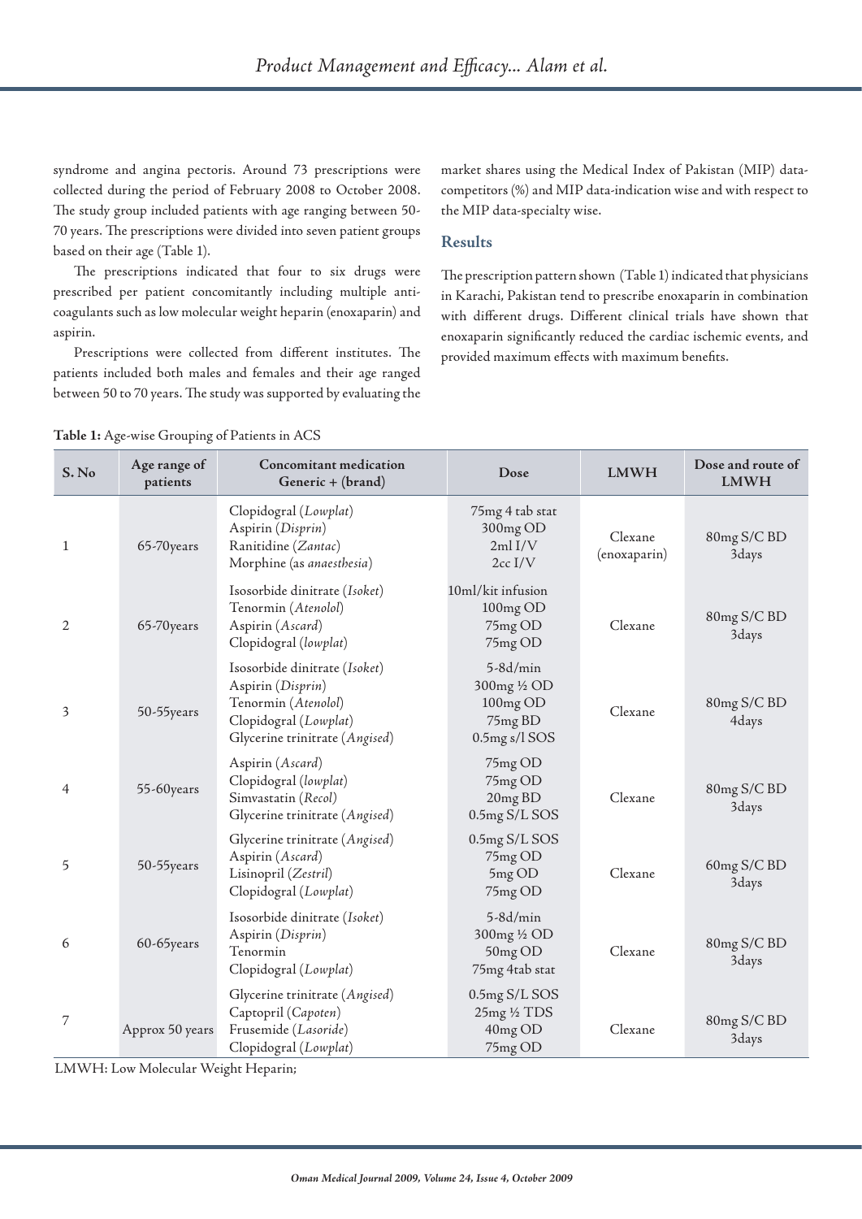syndrome and angina pectoris. Around 73 prescriptions were collected during the period of February 2008 to October 2008. The study group included patients with age ranging between 50-70 years. The prescriptions were divided into seven patient groups based on their age (Table 1).

The prescriptions indicated that four to six drugs were prescribed per patient concomitantly including multiple anti-coagulants such as low molecular weight heparin (enoxaparin) and aspirin.

Prescriptions were collected from different institutes. The patients included both males and females and their age ranged between 50 to 70 years. The study was supported by evaluating the market shares using the Medical Index of Pakistan (MIP) data-competitors (%) and MIP data-indication wise and with respect to the MIP data-specialty wise.

## Results

The prescription pattern shown (Table 1) indicated that physicians in Karachi, Pakistan tend to prescribe enoxaparin in combination with different drugs. Different clinical trials have shown that enoxaparin significantly reduced the cardiac ischemic events, and provided maximum effects with maximum benefits.

**Table 1:** Age-wise Grouping of Patients in ACS

| S. No | Age range of patients | Concomitant medication Generic + (brand) | Dose | LMWH | Dose and route of LMWH |
|---|---|---|---|---|---|
| 1 | 65-70years | Clopidogral (*Lowplat*)<br>Aspirin (*Disprin*)<br>Ranitidine (*Zantac*)<br>Morphine (as *anaesthesia*) | 75mg 4 tab stat<br>300mg OD<br>2ml I/V<br>2cc I/V | Clexane (enoxaparin) | 80mg S/C BD 3days |
| 2 | 65-70years | Isosorbide dinitrate (*Isoket*)<br>Tenormin (*Atenolol*)<br>Aspirin (*Ascard*)<br>Clopidogral (*lowplat*) | 10ml/kit infusion<br>100mg OD<br>75mg OD<br>75mg OD | Clexane | 80mg S/C BD 3days |
| 3 | 50-55years | Isosorbide dinitrate (*Isoket*)<br>Aspirin (*Disprin*)<br>Tenormin (*Atenolol*)<br>Clopidogral (*Lowplat*)<br>Glycerine trinitrate (*Angised*) | 5-8d/min<br>300mg ½ OD<br>100mg OD<br>75mg BD<br>0.5mg s/l SOS | Clexane | 80mg S/C BD 4days |
| 4 | 55-60years | Aspirin (*Ascard*)<br>Clopidogral (*lowplat*)<br>Simvastatin (*Recol*)<br>Glycerine trinitrate (*Angised*) | 75mg OD<br>75mg OD<br>20mg BD<br>0.5mg S/L SOS | Clexane | 80mg S/C BD 3days |
| 5 | 50-55years | Glycerine trinitrate (*Angised*)<br>Aspirin (*Ascard*)<br>Lisinopril (*Zestril*)<br>Clopidogral (*Lowplat*) | 0.5mg S/L SOS<br>75mg OD<br>5mg OD<br>75mg OD | Clexane | 60mg S/C BD 3days |
| 6 | 60-65years | Isosorbide dinitrate (*Isoket*)<br>Aspirin (*Disprin*)<br>Tenormin<br>Clopidogral (*Lowplat*) | 5-8d/min<br>300mg ½ OD<br>50mg OD<br>75mg 4tab stat | Clexane | 80mg S/C BD 3days |
| 7 | Approx 50 years | Glycerine trinitrate (*Angised*)<br>Captopril (*Capoten*)<br>Frusemide (*Lasoride*)<br>Clopidogral (*Lowplat*) | 0.5mg S/L SOS<br>25mg ½ TDS<br>40mg OD<br>75mg OD | Clexane | 80mg S/C BD 3days |

LMWH: Low Molecular Weight Heparin;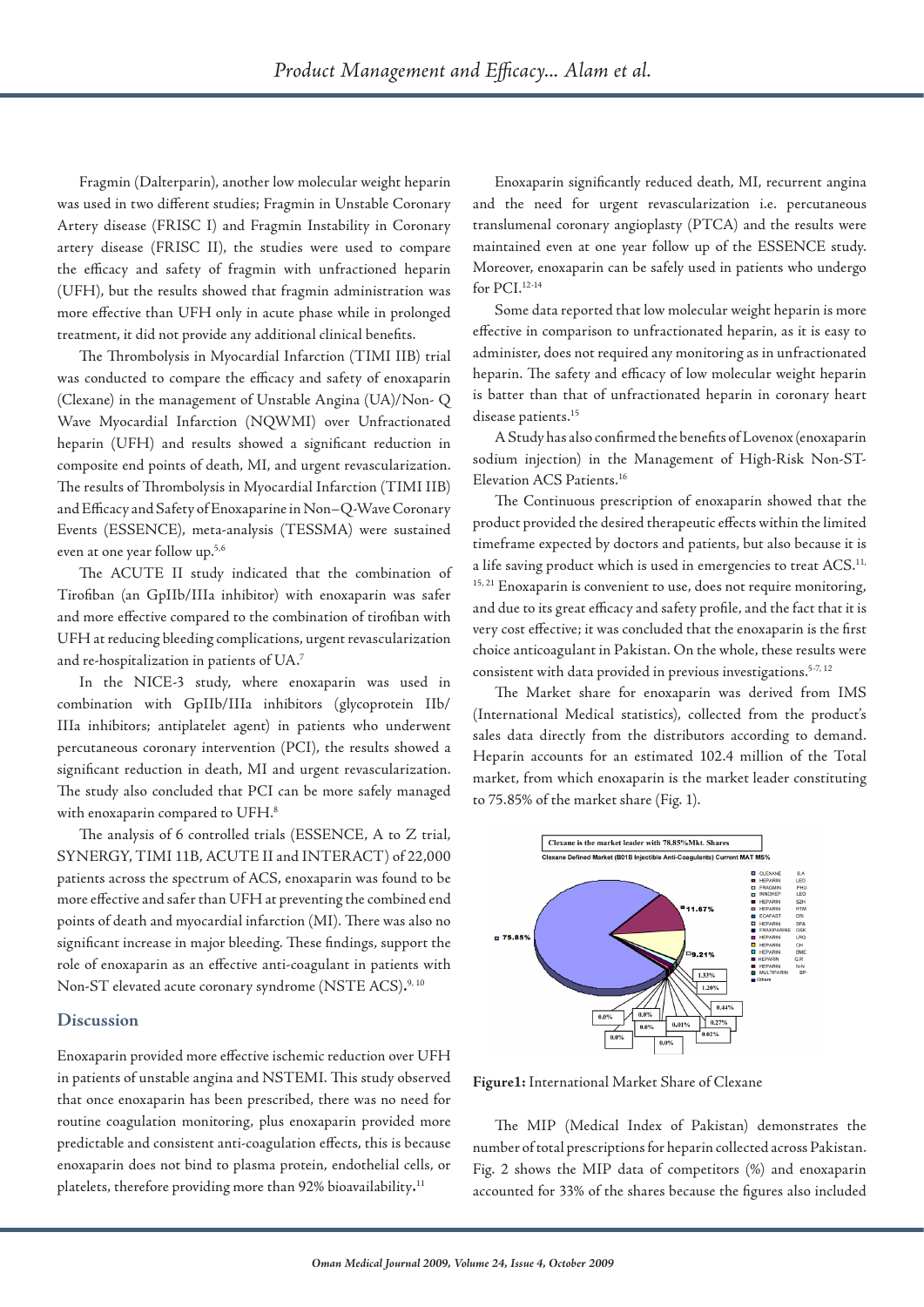Fragmin (Dalterparin), another low molecular weight heparin was used in two different studies; Fragmin in Unstable Coronary Artery disease (FRISC I) and Fragmin Instability in Coronary artery disease (FRISC II), the studies were used to compare the efficacy and safety of fragmin with unfractioned heparin (UFH), but the results showed that fragmin administration was more effective than UFH only in acute phase while in prolonged treatment, it did not provide any additional clinical benefits.

The Thrombolysis in Myocardial Infarction (TIMI IIB) trial was conducted to compare the efficacy and safety of enoxaparin (Clexane) in the management of Unstable Angina (UA)/Non- Q Wave Myocardial Infarction (NQWMI) over Unfractionated heparin (UFH) and results showed a significant reduction in composite end points of death, MI, and urgent revascularization. The results of Thrombolysis in Myocardial Infarction (TIMI IIB) and Efficacy and Safety of Enoxaparine in Non–Q-Wave Coronary Events (ESSENCE), meta-analysis (TESSMA) were sustained even at one year follow up.[5,6]

The ACUTE II study indicated that the combination of Tirofiban (an GpIIb/IIIa inhibitor) with enoxaparin was safer and more effective compared to the combination of tirofiban with UFH at reducing bleeding complications, urgent revascularization and re-hospitalization in patients of UA.[7]

In the NICE-3 study, where enoxaparin was used in combination with GpIIb/IIIa inhibitors (glycoprotein IIb/IIIa inhibitors; antiplatelet agent) in patients who underwent percutaneous coronary intervention (PCI), the results showed a significant reduction in death, MI and urgent revascularization. The study also concluded that PCI can be more safely managed with enoxaparin compared to UFH.[8]

The analysis of 6 controlled trials (ESSENCE, A to Z trial, SYNERGY, TIMI 11B, ACUTE II and INTERACT) of 22,000 patients across the spectrum of ACS, enoxaparin was found to be more effective and safer than UFH at preventing the combined end points of death and myocardial infarction (MI). There was also no significant increase in major bleeding. These findings, support the role of enoxaparin as an effective anti-coagulant in patients with Non-ST elevated acute coronary syndrome (NSTE ACS).[9,10]

## Discussion

Enoxaparin provided more effective ischemic reduction over UFH in patients of unstable angina and NSTEMI. This study observed that once enoxaparin has been prescribed, there was no need for routine coagulation monitoring, plus enoxaparin provided more predictable and consistent anti-coagulation effects, this is because enoxaparin does not bind to plasma protein, endothelial cells, or platelets, therefore providing more than 92% bioavailability.[11]

Enoxaparin significantly reduced death, MI, recurrent angina and the need for urgent revascularization i.e. percutaneous translumenal coronary angioplasty (PTCA) and the results were maintained even at one year follow up of the ESSENCE study. Moreover, enoxaparin can be safely used in patients who undergo for PCI.[12-14]

Some data reported that low molecular weight heparin is more effective in comparison to unfractionated heparin, as it is easy to administer, does not required any monitoring as in unfractionated heparin. The safety and efficacy of low molecular weight heparin is batter than that of unfractionated heparin in coronary heart disease patients.[15]

A Study has also confirmed the benefits of Lovenox (enoxaparin sodium injection) in the Management of High-Risk Non-ST-Elevation ACS Patients.[16]

The Continuous prescription of enoxaparin showed that the product provided the desired therapeutic effects within the limited timeframe expected by doctors and patients, but also because it is a life saving product which is used in emergencies to treat ACS.[11,15,21] Enoxaparin is convenient to use, does not require monitoring, and due to its great efficacy and safety profile, and the fact that it is very cost effective; it was concluded that the enoxaparin is the first choice anticoagulant in Pakistan. On the whole, these results were consistent with data provided in previous investigations.[5-7,12]

The Market share for enoxaparin was derived from IMS (International Medical statistics), collected from the product's sales data directly from the distributors according to demand. Heparin accounts for an estimated 102.4 million of the Total market, from which enoxaparin is the market leader constituting to 75.85% of the market share (Fig. 1).

**Figure1:** International Market Share of Clexane

The MIP (Medical Index of Pakistan) demonstrates the number of total prescriptions for heparin collected across Pakistan. Fig. 2 shows the MIP data of competitors (%) and enoxaparin accounted for 33% of the shares because the figures also included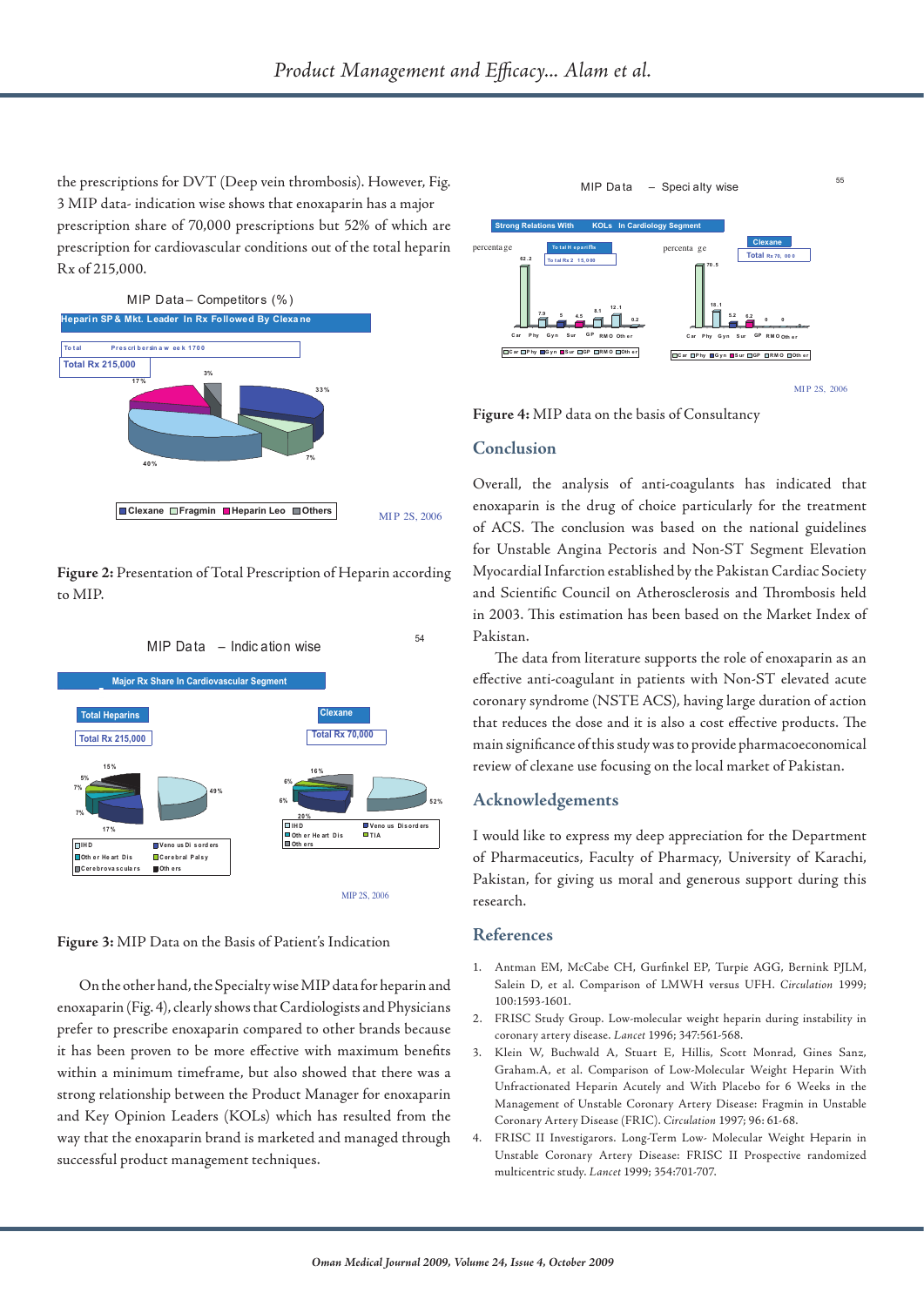the prescriptions for DVT (Deep vein thrombosis). However, Fig. 3 MIP data- indication wise shows that enoxaparin has a major prescription share of 70,000 prescriptions but 52% of which are prescription for cardiovascular conditions out of the total heparin Rx of 215,000.

**Figure 2:** Presentation of Total Prescription of Heparin according to MIP.

**Figure 3:** MIP Data on the Basis of Patient's Indication

On the other hand, the Specialty wise MIP data for heparin and enoxaparin (Fig. 4), clearly shows that Cardiologists and Physicians prefer to prescribe enoxaparin compared to other brands because it has been proven to be more effective with maximum benefits within a minimum timeframe, but also showed that there was a strong relationship between the Product Manager for enoxaparin and Key Opinion Leaders (KOLs) which has resulted from the way that the enoxaparin brand is marketed and managed through successful product management techniques.

**Figure 4:** MIP data on the basis of Consultancy

## Conclusion

Overall, the analysis of anti-coagulants has indicated that enoxaparin is the drug of choice particularly for the treatment of ACS. The conclusion was based on the national guidelines for Unstable Angina Pectoris and Non-ST Segment Elevation Myocardial Infarction established by the Pakistan Cardiac Society and Scientific Council on Atherosclerosis and Thrombosis held in 2003. This estimation has been based on the Market Index of Pakistan.

The data from literature supports the role of enoxaparin as an effective anti-coagulant in patients with Non-ST elevated acute coronary syndrome (NSTE ACS), having large duration of action that reduces the dose and it is also a cost effective products. The main significance of this study was to provide pharmacoeconomical review of clexane use focusing on the local market of Pakistan.

## Acknowledgements

I would like to express my deep appreciation for the Department of Pharmaceutics, Faculty of Pharmacy, University of Karachi, Pakistan, for giving us moral and generous support during this research.

## References

1. Antman EM, McCabe CH, Gurfinkel EP, Turpie AGG, Bernink PJLM, Salein D, et al. Comparison of LMWH versus UFH. *Circulation* 1999; 100:1593-1601.
2. FRISC Study Group. Low-molecular weight heparin during instability in coronary artery disease. *Lancet* 1996; 347:561-568.
3. Klein W, Buchwald A, Stuart E, Hillis, Scott Monrad, Gines Sanz, Graham.A, et al. Comparison of Low-Molecular Weight Heparin With Unfractionated Heparin Acutely and With Placebo for 6 Weeks in the Management of Unstable Coronary Artery Disease: Fragmin in Unstable Coronary Artery Disease (FRIC). *Circulation* 1997; 96: 61-68.
4. FRISC II Investigarors. Long-Term Low- Molecular Weight Heparin in Unstable Coronary Artery Disease: FRISC II Prospective randomized multicentric study. *Lancet* 1999; 354:701-707.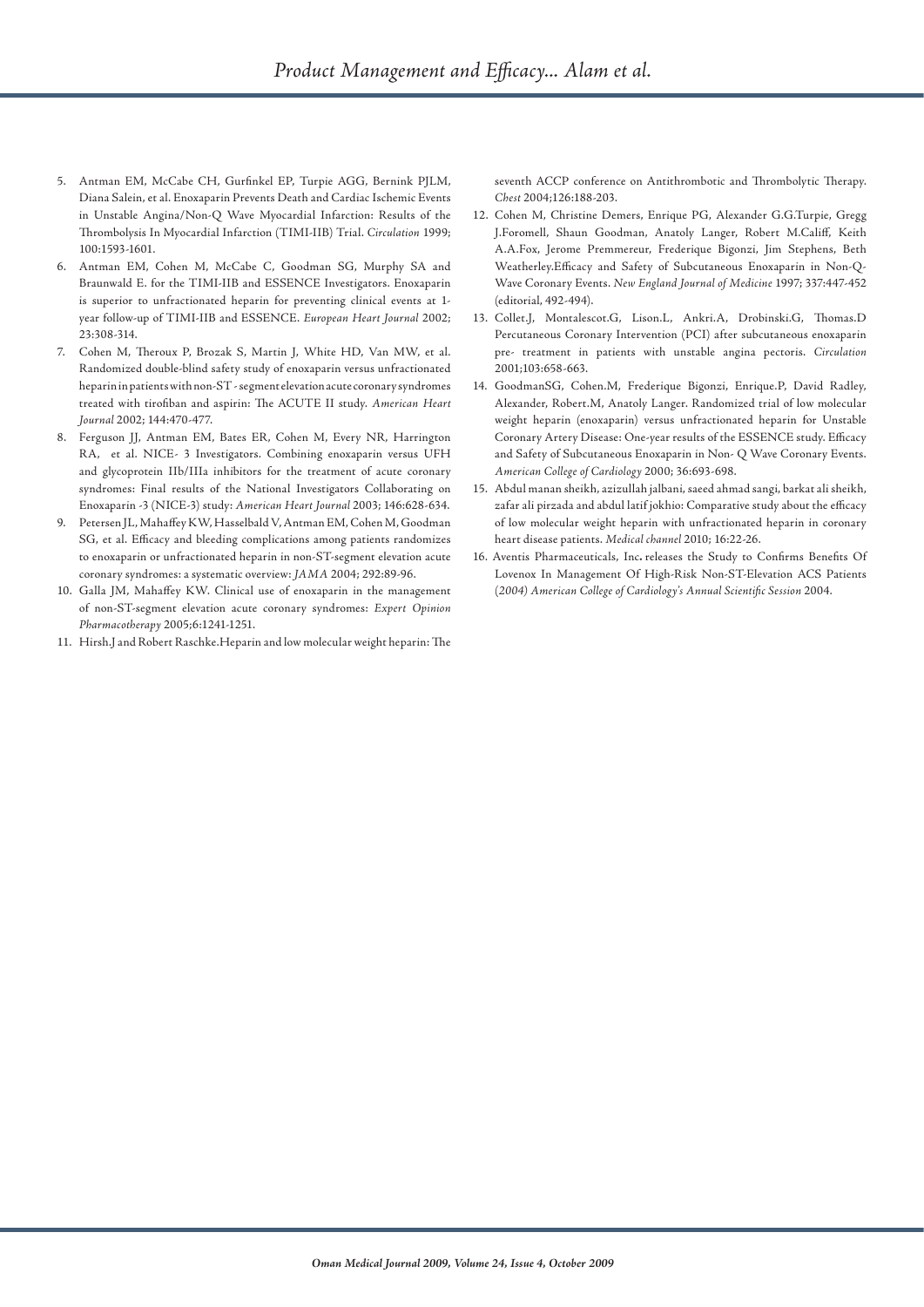5. Antman EM, McCabe CH, Gurfinkel EP, Turpie AGG, Bernink PJLM, Diana Salein, et al. Enoxaparin Prevents Death and Cardiac Ischemic Events in Unstable Angina/Non-Q Wave Myocardial Infarction: Results of the Thrombolysis In Myocardial Infarction (TIMI-IIB) Trial. *Circulation* 1999; 100:1593-1601.
6. Antman EM, Cohen M, McCabe C, Goodman SG, Murphy SA and Braunwald E. for the TIMI-IIB and ESSENCE Investigators. Enoxaparin is superior to unfractionated heparin for preventing clinical events at 1-year follow-up of TIMI-IIB and ESSENCE. *European Heart Journal* 2002; 23:308-314.
7. Cohen M, Theroux P, Brozak S, Martin J, White HD, Van MW, et al. Randomized double-blind safety study of enoxaparin versus unfractionated heparin in patients with non-ST - segment elevation acute coronary syndromes treated with tirofiban and aspirin: The ACUTE II study. *American Heart Journal* 2002; 144:470-477.
8. Ferguson JJ, Antman EM, Bates ER, Cohen M, Every NR, Harrington RA, et al. NICE- 3 Investigators. Combining enoxaparin versus UFH and glycoprotein IIb/IIIa inhibitors for the treatment of acute coronary syndromes: Final results of the National Investigators Collaborating on Enoxaparin -3 (NICE-3) study: *American Heart Journal* 2003; 146:628-634.
9. Petersen JL, Mahaffey KW, Hasselbald V, Antman EM, Cohen M, Goodman SG, et al. Efficacy and bleeding complications among patients randomizes to enoxaparin or unfractionated heparin in non-ST-segment elevation acute coronary syndromes: a systematic overview: *JAMA* 2004; 292:89-96.
10. Galla JM, Mahaffey KW. Clinical use of enoxaparin in the management of non-ST-segment elevation acute coronary syndromes: *Expert Opinion Pharmacotherapy* 2005;6:1241-1251.
11. Hirsh.J and Robert Raschke.Heparin and low molecular weight heparin: The seventh ACCP conference on Antithrombotic and Thrombolytic Therapy. *Chest* 2004;126:188-203.
12. Cohen M, Christine Demers, Enrique PG, Alexander G.G.Turpie, Gregg J.Foromell, Shaun Goodman, Anatoly Langer, Robert M.Califf, Keith A.A.Fox, Jerome Premmereur, Frederique Bigonzi, Jim Stephens, Beth Weatherley.Efficacy and Safety of Subcutaneous Enoxaparin in Non-Q-Wave Coronary Events. *New England Journal of Medicine* 1997; 337:447-452 (editorial, 492-494).
13. Collet.J, Montalescot.G, Lison.L, Ankri.A, Drobinski.G, Thomas.D Percutaneous Coronary Intervention (PCI) after subcutaneous enoxaparin pre- treatment in patients with unstable angina pectoris. *Circulation* 2001;103:658-663.
14. GoodmanSG, Cohen.M, Frederique Bigonzi, Enrique.P, David Radley, Alexander, Robert.M, Anatoly Langer. Randomized trial of low molecular weight heparin (enoxaparin) versus unfractionated heparin for Unstable Coronary Artery Disease: One-year results of the ESSENCE study. Efficacy and Safety of Subcutaneous Enoxaparin in Non- Q Wave Coronary Events. *American College of Cardiology* 2000; 36:693-698.
15. Abdul manan sheikh, azizullah jalbani, saeed ahmad sangi, barkat ali sheikh, zafar ali pirzada and abdul latif jokhio: Comparative study about the efficacy of low molecular weight heparin with unfractionated heparin in coronary heart disease patients. *Medical channel* 2010; 16:22-26.
16. Aventis Pharmaceuticals, Inc**.** releases the Study to Confirms Benefits Of Lovenox In Management Of High-Risk Non-ST-Elevation ACS Patients (*2004) American College of Cardiology's Annual Scientific Session* 2004.